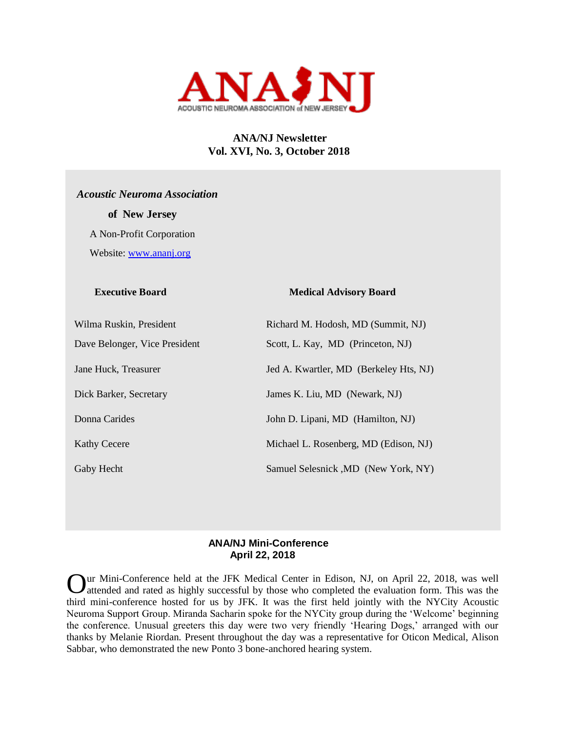ANA/NJ

ACOUSTIC NEUROMA ASSOCIATION of NEW JERSEY

**ANA/NJ Newsletter**
**Vol. XVI, No. 3, October 2018**

***Acoustic Neuroma Association***

**of New Jersey**

A Non-Profit Corporation

Website: [www.ananj.org](http://www.ananj.org)

| **Executive Board** | **Medical Advisory Board** |
| --- | --- |
| Wilma Ruskin, President | Richard M. Hodosh, MD (Summit, NJ) |
| Dave Belonger, Vice President | Scott, L. Kay, MD (Princeton, NJ) |
| Jane Huck, Treasurer | Jed A. Kwartler, MD (Berkeley Hts, NJ) |
| Dick Barker, Secretary | James K. Liu, MD (Newark, NJ) |
| Donna Carides | John D. Lipani, MD (Hamilton, NJ) |
| Kathy Cecere | Michael L. Rosenberg, MD (Edison, NJ) |
| Gaby Hecht | Samuel Selesnick ,MD (New York, NY) |

## ANA/NJ Mini-Conference
## April 22, 2018

Our Mini-Conference held at the JFK Medical Center in Edison, NJ, on April 22, 2018, was well attended and rated as highly successful by those who completed the evaluation form. This was the third mini-conference hosted for us by JFK. It was the first held jointly with the NYCity Acoustic Neuroma Support Group. Miranda Sacharin spoke for the NYCity group during the 'Welcome' beginning the conference. Unusual greeters this day were two very friendly 'Hearing Dogs,' arranged with our thanks by Melanie Riordan. Present throughout the day was a representative for Oticon Medical, Alison Sabbar, who demonstrated the new Ponto 3 bone-anchored hearing system.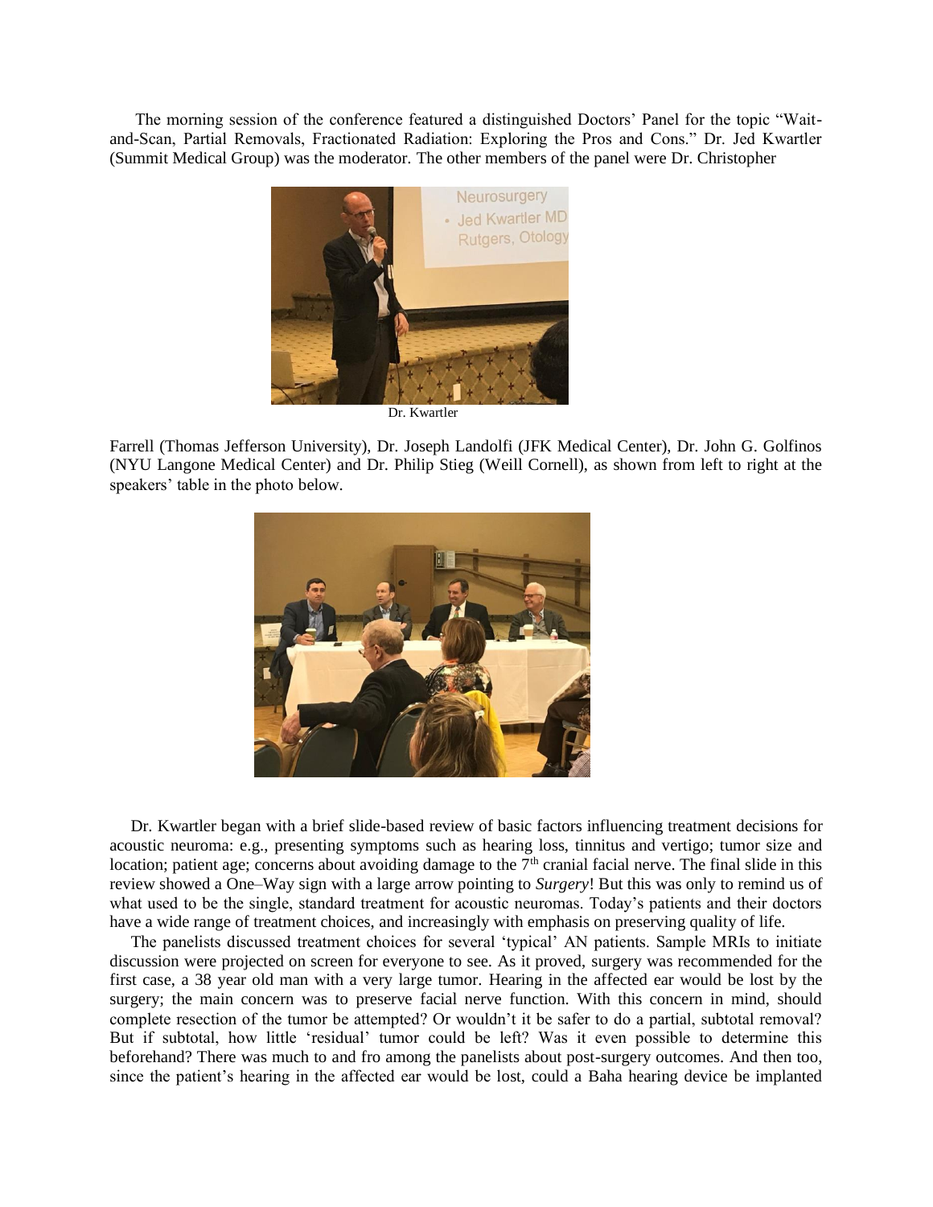The morning session of the conference featured a distinguished Doctors' Panel for the topic "Wait-and-Scan, Partial Removals, Fractionated Radiation: Exploring the Pros and Cons." Dr. Jed Kwartler (Summit Medical Group) was the moderator. The other members of the panel were Dr. Christopher

Dr. Kwartler

Farrell (Thomas Jefferson University), Dr. Joseph Landolfi (JFK Medical Center), Dr. John G. Golfinos (NYU Langone Medical Center) and Dr. Philip Stieg (Weill Cornell), as shown from left to right at the speakers' table in the photo below.

Dr. Kwartler began with a brief slide-based review of basic factors influencing treatment decisions for acoustic neuroma: e.g., presenting symptoms such as hearing loss, tinnitus and vertigo; tumor size and location; patient age; concerns about avoiding damage to the 7th cranial facial nerve. The final slide in this review showed a One–Way sign with a large arrow pointing to *Surgery*! But this was only to remind us of what used to be the single, standard treatment for acoustic neuromas. Today's patients and their doctors have a wide range of treatment choices, and increasingly with emphasis on preserving quality of life.

The panelists discussed treatment choices for several 'typical' AN patients. Sample MRIs to initiate discussion were projected on screen for everyone to see. As it proved, surgery was recommended for the first case, a 38 year old man with a very large tumor. Hearing in the affected ear would be lost by the surgery; the main concern was to preserve facial nerve function. With this concern in mind, should complete resection of the tumor be attempted? Or wouldn't it be safer to do a partial, subtotal removal? But if subtotal, how little 'residual' tumor could be left? Was it even possible to determine this beforehand? There was much to and fro among the panelists about post-surgery outcomes. And then too, since the patient's hearing in the affected ear would be lost, could a Baha hearing device be implanted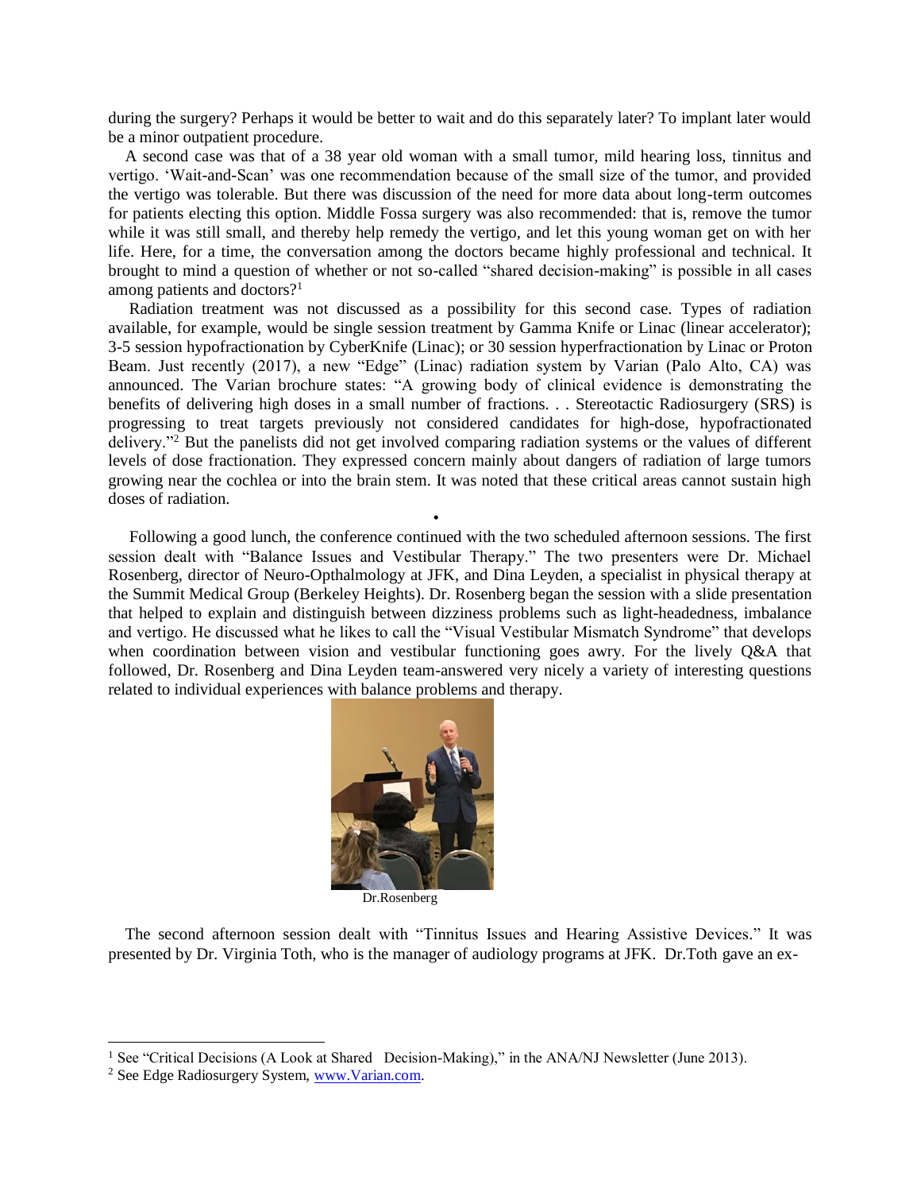during the surgery? Perhaps it would be better to wait and do this separately later? To implant later would be a minor outpatient procedure.

A second case was that of a 38 year old woman with a small tumor, mild hearing loss, tinnitus and vertigo. 'Wait-and-Scan' was one recommendation because of the small size of the tumor, and provided the vertigo was tolerable. But there was discussion of the need for more data about long-term outcomes for patients electing this option. Middle Fossa surgery was also recommended: that is, remove the tumor while it was still small, and thereby help remedy the vertigo, and let this young woman get on with her life. Here, for a time, the conversation among the doctors became highly professional and technical. It brought to mind a question of whether or not so-called "shared decision-making" is possible in all cases among patients and doctors?[1]

Radiation treatment was not discussed as a possibility for this second case. Types of radiation available, for example, would be single session treatment by Gamma Knife or Linac (linear accelerator); 3-5 session hypofractionation by CyberKnife (Linac); or 30 session hyperfractionation by Linac or Proton Beam. Just recently (2017), a new "Edge" (Linac) radiation system by Varian (Palo Alto, CA) was announced. The Varian brochure states: "A growing body of clinical evidence is demonstrating the benefits of delivering high doses in a small number of fractions. . . Stereotactic Radiosurgery (SRS) is progressing to treat targets previously not considered candidates for high-dose, hypofractionated delivery."[2] But the panelists did not get involved comparing radiation systems or the values of different levels of dose fractionation. They expressed concern mainly about dangers of radiation of large tumors growing near the cochlea or into the brain stem. It was noted that these critical areas cannot sustain high doses of radiation.

•

Following a good lunch, the conference continued with the two scheduled afternoon sessions. The first session dealt with "Balance Issues and Vestibular Therapy." The two presenters were Dr. Michael Rosenberg, director of Neuro-Opthalmology at JFK, and Dina Leyden, a specialist in physical therapy at the Summit Medical Group (Berkeley Heights). Dr. Rosenberg began the session with a slide presentation that helped to explain and distinguish between dizziness problems such as light-headedness, imbalance and vertigo. He discussed what he likes to call the "Visual Vestibular Mismatch Syndrome" that develops when coordination between vision and vestibular functioning goes awry. For the lively Q&A that followed, Dr. Rosenberg and Dina Leyden team-answered very nicely a variety of interesting questions related to individual experiences with balance problems and therapy.

Dr.Rosenberg

The second afternoon session dealt with "Tinnitus Issues and Hearing Assistive Devices." It was presented by Dr. Virginia Toth, who is the manager of audiology programs at JFK. Dr.Toth gave an ex-

---

[1] See "Critical Decisions (A Look at Shared Decision-Making)," in the ANA/NJ Newsletter (June 2013).

[2] See Edge Radiosurgery System, [www.Varian.com](http://www.Varian.com).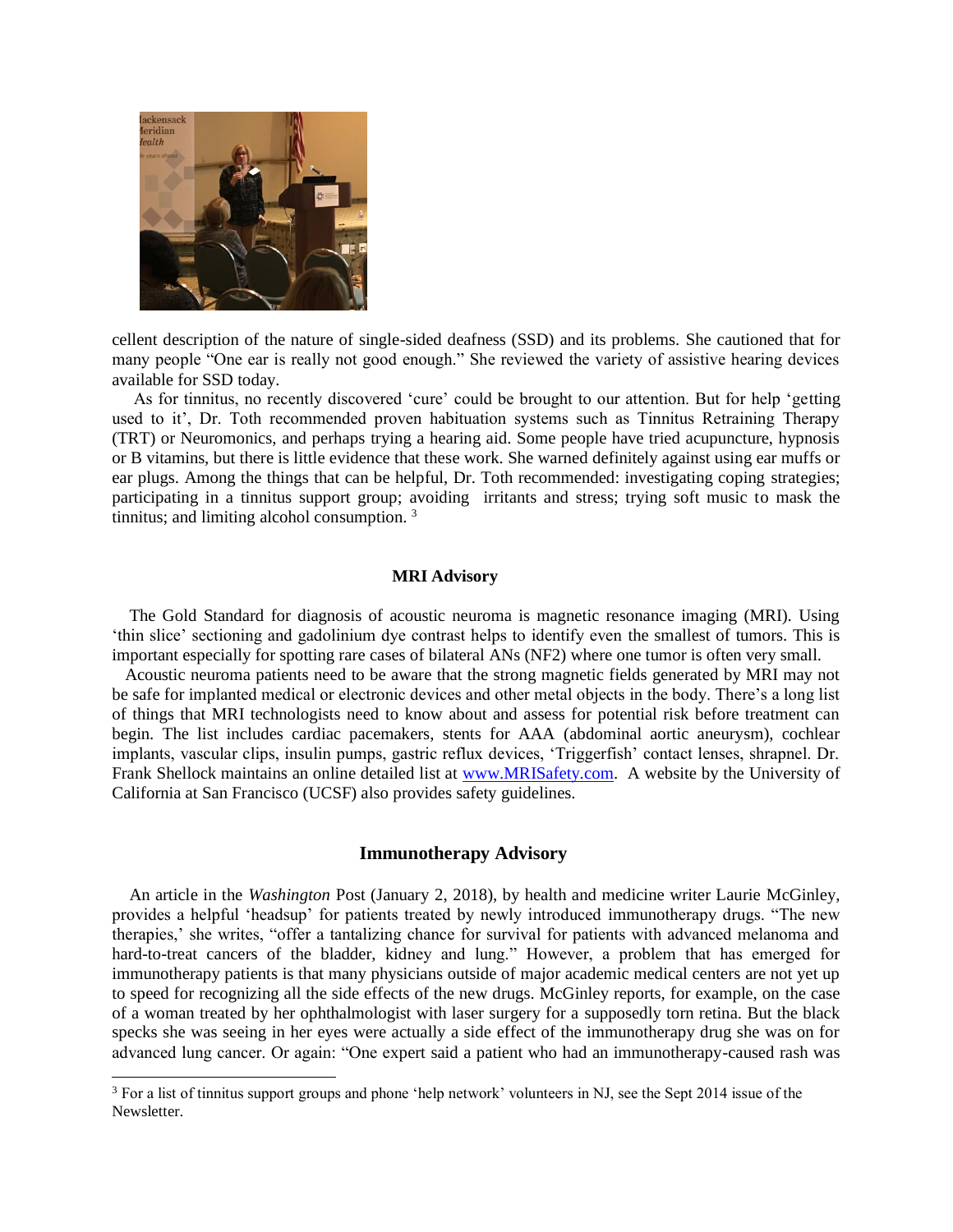cellent description of the nature of single-sided deafness (SSD) and its problems. She cautioned that for many people "One ear is really not good enough." She reviewed the variety of assistive hearing devices available for SSD today.

As for tinnitus, no recently discovered 'cure' could be brought to our attention. But for help 'getting used to it', Dr. Toth recommended proven habituation systems such as Tinnitus Retraining Therapy (TRT) or Neuromonics, and perhaps trying a hearing aid. Some people have tried acupuncture, hypnosis or B vitamins, but there is little evidence that these work. She warned definitely against using ear muffs or ear plugs. Among the things that can be helpful, Dr. Toth recommended: investigating coping strategies; participating in a tinnitus support group; avoiding irritants and stress; trying soft music to mask the tinnitus; and limiting alcohol consumption. [3]

### MRI Advisory

The Gold Standard for diagnosis of acoustic neuroma is magnetic resonance imaging (MRI). Using 'thin slice' sectioning and gadolinium dye contrast helps to identify even the smallest of tumors. This is important especially for spotting rare cases of bilateral ANs (NF2) where one tumor is often very small.

Acoustic neuroma patients need to be aware that the strong magnetic fields generated by MRI may not be safe for implanted medical or electronic devices and other metal objects in the body. There's a long list of things that MRI technologists need to know about and assess for potential risk before treatment can begin. The list includes cardiac pacemakers, stents for AAA (abdominal aortic aneurysm), cochlear implants, vascular clips, insulin pumps, gastric reflux devices, 'Triggerfish' contact lenses, shrapnel. Dr. Frank Shellock maintains an online detailed list at www.MRISafety.com. A website by the University of California at San Francisco (UCSF) also provides safety guidelines.

### Immunotherapy Advisory

An article in the *Washington* Post (January 2, 2018), by health and medicine writer Laurie McGinley, provides a helpful 'headsup' for patients treated by newly introduced immunotherapy drugs. "The new therapies,' she writes, "offer a tantalizing chance for survival for patients with advanced melanoma and hard-to-treat cancers of the bladder, kidney and lung." However, a problem that has emerged for immunotherapy patients is that many physicians outside of major academic medical centers are not yet up to speed for recognizing all the side effects of the new drugs. McGinley reports, for example, on the case of a woman treated by her ophthalmologist with laser surgery for a supposedly torn retina. But the black specks she was seeing in her eyes were actually a side effect of the immunotherapy drug she was on for advanced lung cancer. Or again: "One expert said a patient who had an immunotherapy-caused rash was

[3] For a list of tinnitus support groups and phone 'help network' volunteers in NJ, see the Sept 2014 issue of the Newsletter.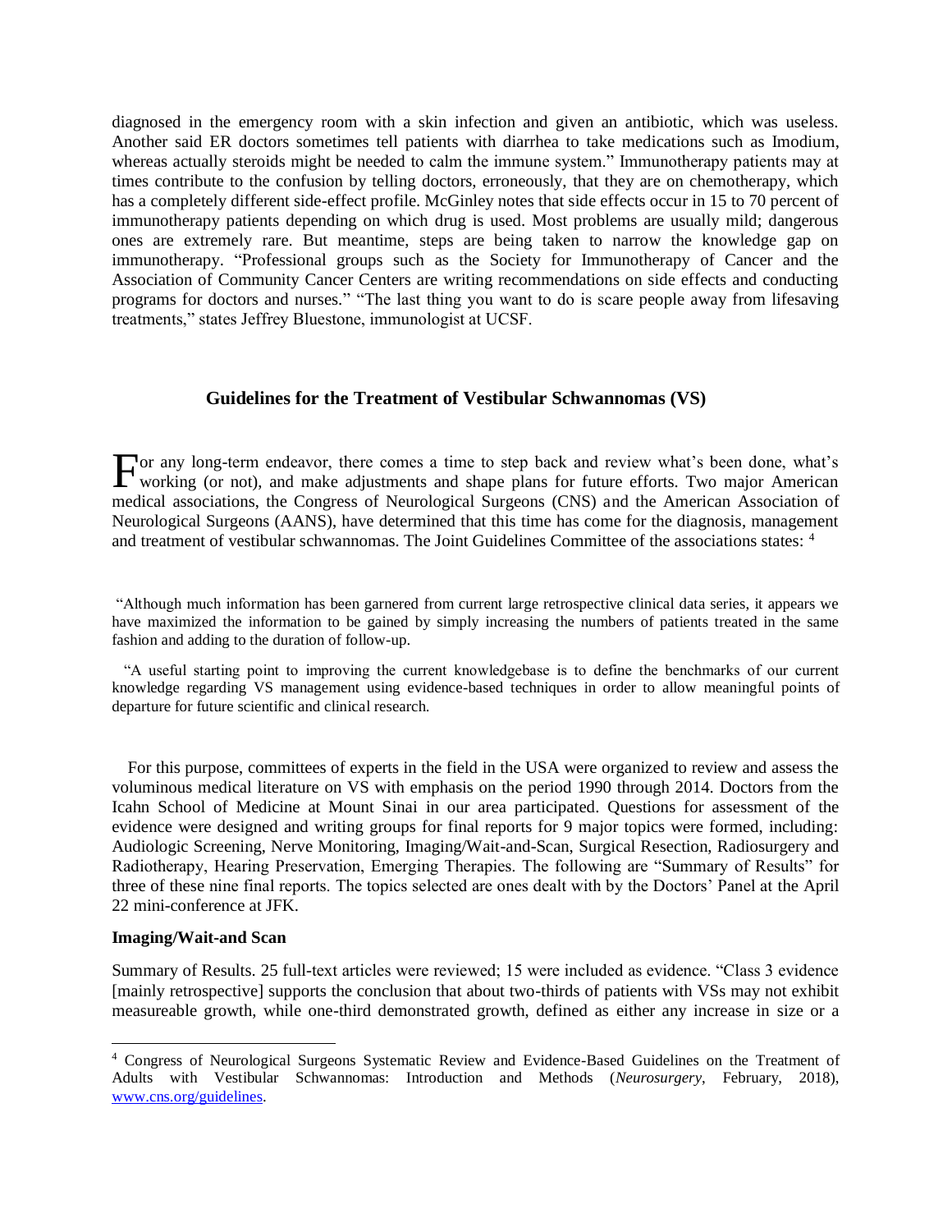diagnosed in the emergency room with a skin infection and given an antibiotic, which was useless. Another said ER doctors sometimes tell patients with diarrhea to take medications such as Imodium, whereas actually steroids might be needed to calm the immune system." Immunotherapy patients may at times contribute to the confusion by telling doctors, erroneously, that they are on chemotherapy, which has a completely different side-effect profile. McGinley notes that side effects occur in 15 to 70 percent of immunotherapy patients depending on which drug is used. Most problems are usually mild; dangerous ones are extremely rare. But meantime, steps are being taken to narrow the knowledge gap on immunotherapy. "Professional groups such as the Society for Immunotherapy of Cancer and the Association of Community Cancer Centers are writing recommendations on side effects and conducting programs for doctors and nurses." "The last thing you want to do is scare people away from lifesaving treatments," states Jeffrey Bluestone, immunologist at UCSF.

## Guidelines for the Treatment of Vestibular Schwannomas (VS)

For any long-term endeavor, there comes a time to step back and review what's been done, what's working (or not), and make adjustments and shape plans for future efforts. Two major American medical associations, the Congress of Neurological Surgeons (CNS) and the American Association of Neurological Surgeons (AANS), have determined that this time has come for the diagnosis, management and treatment of vestibular schwannomas. The Joint Guidelines Committee of the associations states: [4]

> "Although much information has been garnered from current large retrospective clinical data series, it appears we have maximized the information to be gained by simply increasing the numbers of patients treated in the same fashion and adding to the duration of follow-up.
>
> "A useful starting point to improving the current knowledgebase is to define the benchmarks of our current knowledge regarding VS management using evidence-based techniques in order to allow meaningful points of departure for future scientific and clinical research.

For this purpose, committees of experts in the field in the USA were organized to review and assess the voluminous medical literature on VS with emphasis on the period 1990 through 2014. Doctors from the Icahn School of Medicine at Mount Sinai in our area participated. Questions for assessment of the evidence were designed and writing groups for final reports for 9 major topics were formed, including: Audiologic Screening, Nerve Monitoring, Imaging/Wait-and-Scan, Surgical Resection, Radiosurgery and Radiotherapy, Hearing Preservation, Emerging Therapies. The following are "Summary of Results" for three of these nine final reports. The topics selected are ones dealt with by the Doctors' Panel at the April 22 mini-conference at JFK.

**Imaging/Wait-and Scan**

Summary of Results. 25 full-text articles were reviewed; 15 were included as evidence. "Class 3 evidence [mainly retrospective] supports the conclusion that about two-thirds of patients with VSs may not exhibit measureable growth, while one-third demonstrated growth, defined as either any increase in size or a

---

[4] Congress of Neurological Surgeons Systematic Review and Evidence-Based Guidelines on the Treatment of Adults with Vestibular Schwannomas: Introduction and Methods (*Neurosurgery*, February, 2018), www.cns.org/guidelines.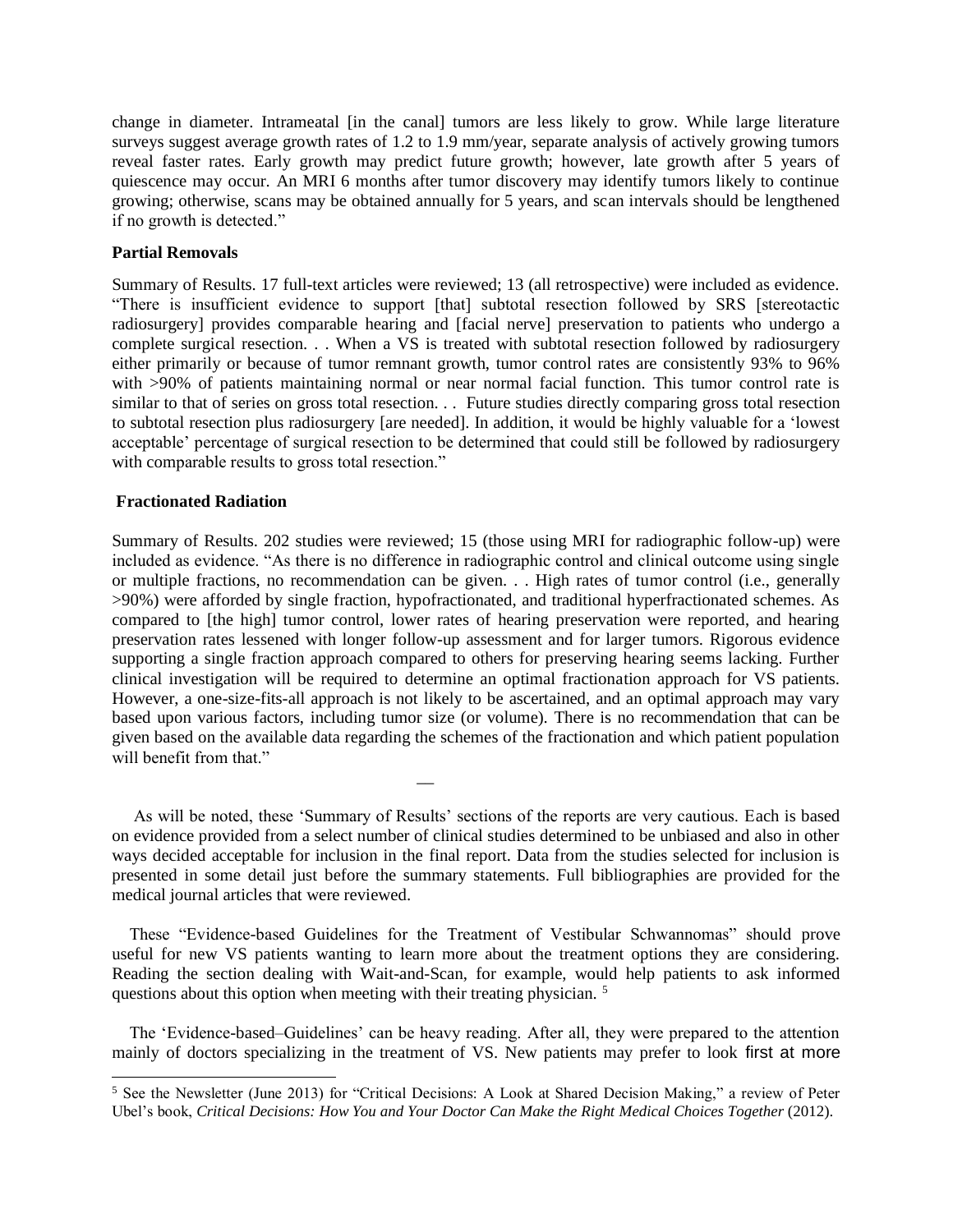change in diameter. Intrameatal [in the canal] tumors are less likely to grow. While large literature surveys suggest average growth rates of 1.2 to 1.9 mm/year, separate analysis of actively growing tumors reveal faster rates. Early growth may predict future growth; however, late growth after 5 years of quiescence may occur. An MRI 6 months after tumor discovery may identify tumors likely to continue growing; otherwise, scans may be obtained annually for 5 years, and scan intervals should be lengthened if no growth is detected."

**Partial Removals**

Summary of Results. 17 full-text articles were reviewed; 13 (all retrospective) were included as evidence. "There is insufficient evidence to support [that] subtotal resection followed by SRS [stereotactic radiosurgery] provides comparable hearing and [facial nerve] preservation to patients who undergo a complete surgical resection. . . When a VS is treated with subtotal resection followed by radiosurgery either primarily or because of tumor remnant growth, tumor control rates are consistently 93% to 96% with >90% of patients maintaining normal or near normal facial function. This tumor control rate is similar to that of series on gross total resection. . . Future studies directly comparing gross total resection to subtotal resection plus radiosurgery [are needed]. In addition, it would be highly valuable for a 'lowest acceptable' percentage of surgical resection to be determined that could still be followed by radiosurgery with comparable results to gross total resection."

**Fractionated Radiation**

Summary of Results. 202 studies were reviewed; 15 (those using MRI for radiographic follow-up) were included as evidence. "As there is no difference in radiographic control and clinical outcome using single or multiple fractions, no recommendation can be given. . . High rates of tumor control (i.e., generally >90%) were afforded by single fraction, hypofractionated, and traditional hyperfractionated schemes. As compared to [the high] tumor control, lower rates of hearing preservation were reported, and hearing preservation rates lessened with longer follow-up assessment and for larger tumors. Rigorous evidence supporting a single fraction approach compared to others for preserving hearing seems lacking. Further clinical investigation will be required to determine an optimal fractionation approach for VS patients. However, a one-size-fits-all approach is not likely to be ascertained, and an optimal approach may vary based upon various factors, including tumor size (or volume). There is no recommendation that can be given based on the available data regarding the schemes of the fractionation and which patient population will benefit from that."

—

As will be noted, these 'Summary of Results' sections of the reports are very cautious. Each is based on evidence provided from a select number of clinical studies determined to be unbiased and also in other ways decided acceptable for inclusion in the final report. Data from the studies selected for inclusion is presented in some detail just before the summary statements. Full bibliographies are provided for the medical journal articles that were reviewed.

These "Evidence-based Guidelines for the Treatment of Vestibular Schwannomas" should prove useful for new VS patients wanting to learn more about the treatment options they are considering. Reading the section dealing with Wait-and-Scan, for example, would help patients to ask informed questions about this option when meeting with their treating physician. [5]

The 'Evidence-based–Guidelines' can be heavy reading. After all, they were prepared to the attention mainly of doctors specializing in the treatment of VS. New patients may prefer to look first at more

[5] See the Newsletter (June 2013) for "Critical Decisions: A Look at Shared Decision Making," a review of Peter Ubel's book, *Critical Decisions: How You and Your Doctor Can Make the Right Medical Choices Together* (2012).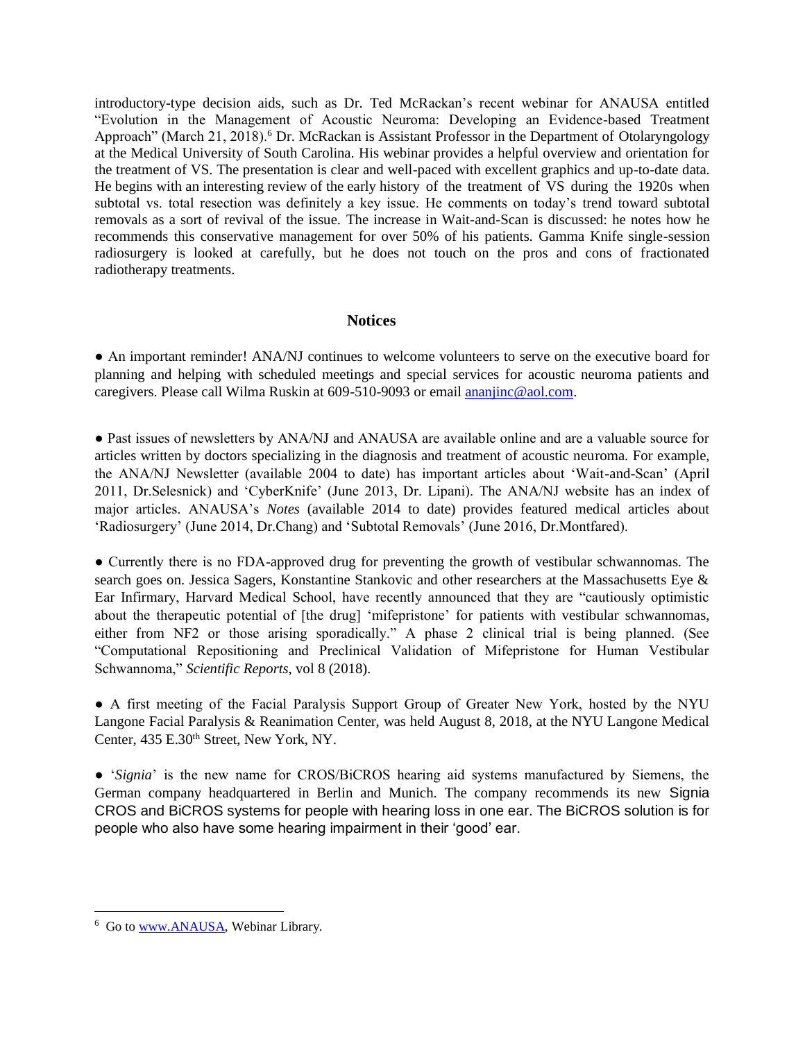introductory-type decision aids, such as Dr. Ted McRackan's recent webinar for ANAUSA entitled "Evolution in the Management of Acoustic Neuroma: Developing an Evidence-based Treatment Approach" (March 21, 2018).[6] Dr. McRackan is Assistant Professor in the Department of Otolaryngology at the Medical University of South Carolina. His webinar provides a helpful overview and orientation for the treatment of VS. The presentation is clear and well-paced with excellent graphics and up-to-date data. He begins with an interesting review of the early history of the treatment of VS during the 1920s when subtotal vs. total resection was definitely a key issue. He comments on today's trend toward subtotal removals as a sort of revival of the issue. The increase in Wait-and-Scan is discussed: he notes how he recommends this conservative management for over 50% of his patients. Gamma Knife single-session radiosurgery is looked at carefully, but he does not touch on the pros and cons of fractionated radiotherapy treatments.

## Notices

● An important reminder! ANA/NJ continues to welcome volunteers to serve on the executive board for planning and helping with scheduled meetings and special services for acoustic neuroma patients and caregivers. Please call Wilma Ruskin at 609-510-9093 or email ananjinc@aol.com.

● Past issues of newsletters by ANA/NJ and ANAUSA are available online and are a valuable source for articles written by doctors specializing in the diagnosis and treatment of acoustic neuroma. For example, the ANA/NJ Newsletter (available 2004 to date) has important articles about 'Wait-and-Scan' (April 2011, Dr.Selesnick) and 'CyberKnife' (June 2013, Dr. Lipani). The ANA/NJ website has an index of major articles. ANAUSA's *Notes* (available 2014 to date) provides featured medical articles about 'Radiosurgery' (June 2014, Dr.Chang) and 'Subtotal Removals' (June 2016, Dr.Montfared).

● Currently there is no FDA-approved drug for preventing the growth of vestibular schwannomas. The search goes on. Jessica Sagers, Konstantine Stankovic and other researchers at the Massachusetts Eye & Ear Infirmary, Harvard Medical School, have recently announced that they are "cautiously optimistic about the therapeutic potential of [the drug] 'mifepristone' for patients with vestibular schwannomas, either from NF2 or those arising sporadically." A phase 2 clinical trial is being planned. (See "Computational Repositioning and Preclinical Validation of Mifepristone for Human Vestibular Schwannoma," *Scientific Reports*, vol 8 (2018).

● A first meeting of the Facial Paralysis Support Group of Greater New York, hosted by the NYU Langone Facial Paralysis & Reanimation Center, was held August 8, 2018, at the NYU Langone Medical Center, 435 E.30th Street, New York, NY.

● '*Signia*' is the new name for CROS/BiCROS hearing aid systems manufactured by Siemens, the German company headquartered in Berlin and Munich. The company recommends its new Signia CROS and BiCROS systems for people with hearing loss in one ear. The BiCROS solution is for people who also have some hearing impairment in their 'good' ear.

---

[6] Go to www.ANAUSA, Webinar Library.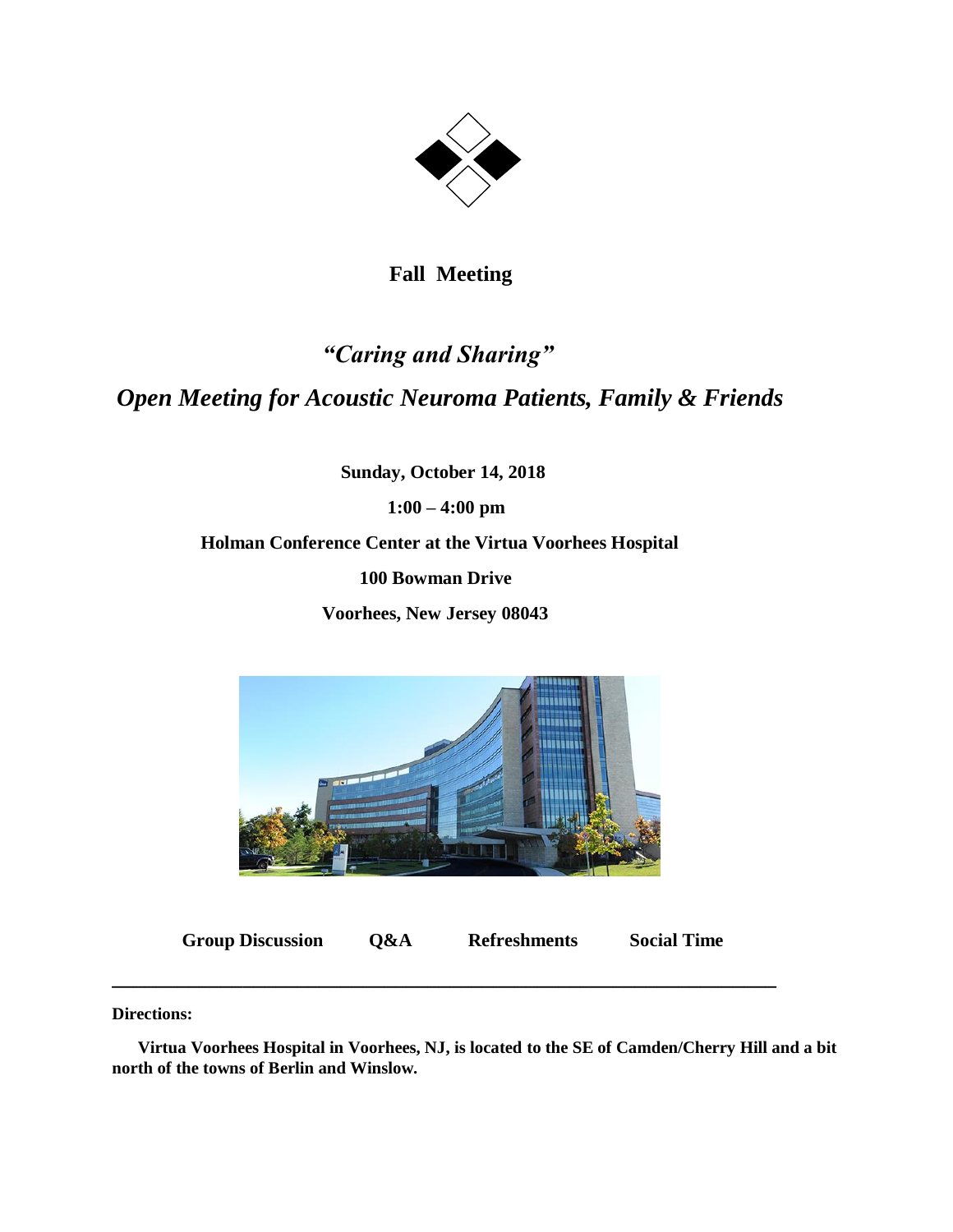**Fall Meeting**

***"Caring and Sharing"***

***Open Meeting for Acoustic Neuroma Patients, Family & Friends***

**Sunday, October 14, 2018**

**1:00 – 4:00 pm**

**Holman Conference Center at the Virtua Voorhees Hospital**

**100 Bowman Drive**

**Voorhees, New Jersey 08043**

**Group Discussion Q&A Refreshments Social Time**

---

**Directions:**

**Virtua Voorhees Hospital in Voorhees, NJ, is located to the SE of Camden/Cherry Hill and a bit north of the towns of Berlin and Winslow.**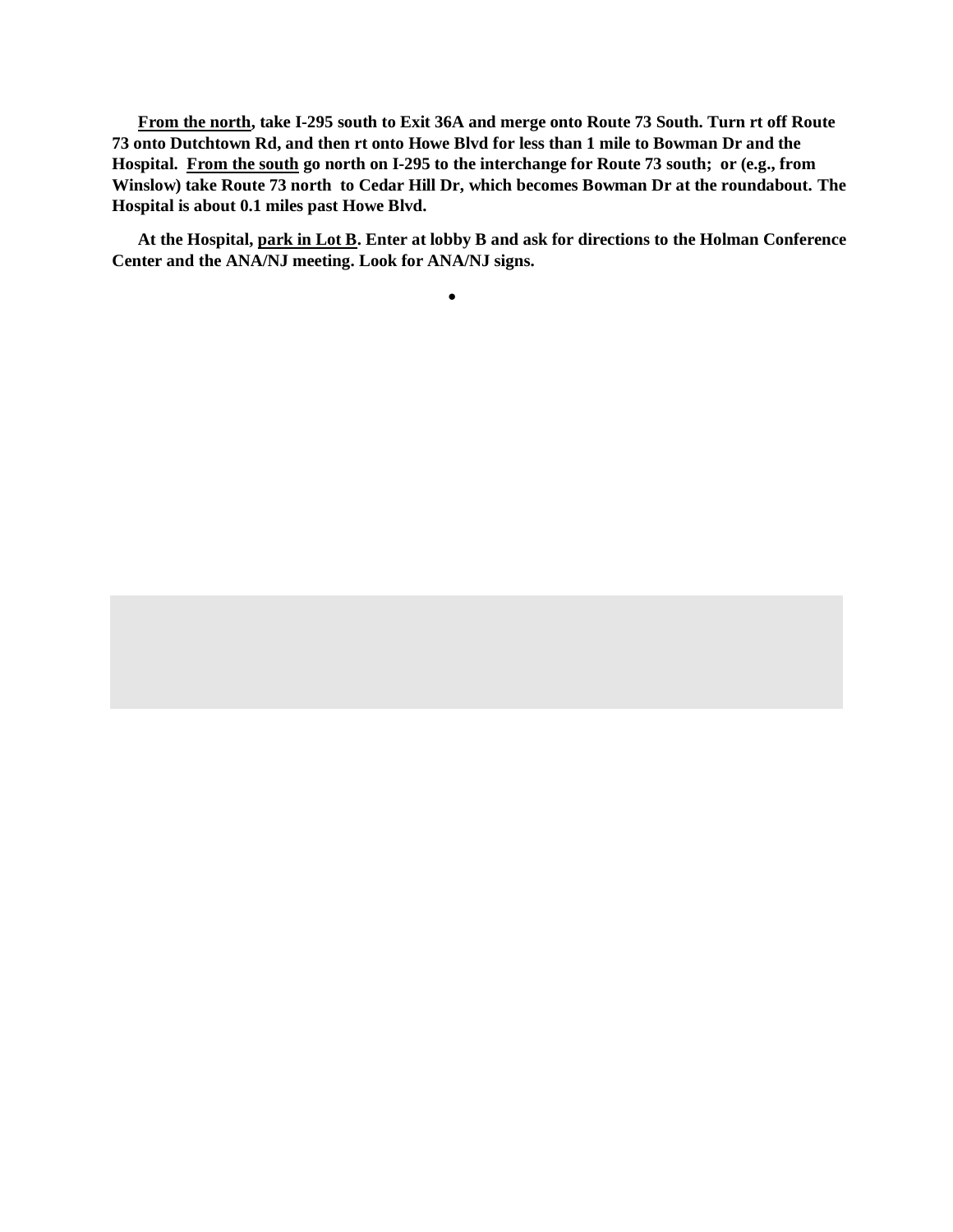**<u>From the north</u>, take I-295 south to Exit 36A and merge onto Route 73 South. Turn rt off Route 73 onto Dutchtown Rd, and then rt onto Howe Blvd for less than 1 mile to Bowman Dr and the Hospital. <u>From the south</u> go north on I-295 to the interchange for Route 73 south; or (e.g., from Winslow) take Route 73 north to Cedar Hill Dr, which becomes Bowman Dr at the roundabout. The Hospital is about 0.1 miles past Howe Blvd.**

**At the Hospital, <u>park in Lot B</u>. Enter at lobby B and ask for directions to the Holman Conference Center and the ANA/NJ meeting. Look for ANA/NJ signs.**

•